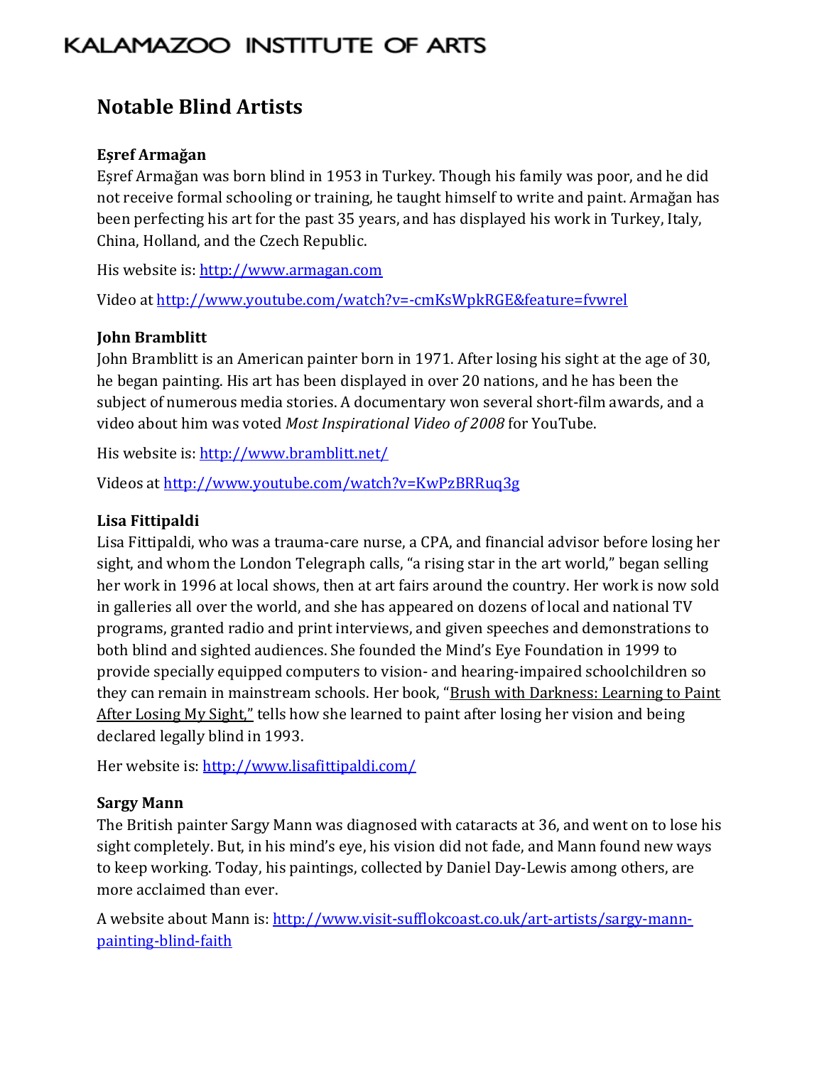KALAMAZOO INSTITUTE OF ARTS

# Notable Blind Artists

### Eşref Armağan

Eşref Armağan was born blind in 1953 in Turkey. Though his family was poor, and he did not receive formal schooling or training, he taught himself to write and paint. Armağan has been perfecting his art for the past 35 years, and has displayed his work in Turkey, Italy, China, Holland, and the Czech Republic.

His website is: http://www.armagan.com

Video at http://www.youtube.com/watch?v=-cmKsWpkRGE&feature=fvwrel

### John Bramblitt

John Bramblitt is an American painter born in 1971. After losing his sight at the age of 30, he began painting. His art has been displayed in over 20 nations, and he has been the subject of numerous media stories. A documentary won several short-film awards, and a video about him was voted *Most Inspirational Video of 2008* for YouTube.

His website is: http://www.bramblitt.net/

Videos at http://www.youtube.com/watch?v=KwPzBRRuq3g

### Lisa Fittipaldi

Lisa Fittipaldi, who was a trauma-care nurse, a CPA, and financial advisor before losing her sight, and whom the London Telegraph calls, "a rising star in the art world," began selling her work in 1996 at local shows, then at art fairs around the country. Her work is now sold in galleries all over the world, and she has appeared on dozens of local and national TV programs, granted radio and print interviews, and given speeches and demonstrations to both blind and sighted audiences. She founded the Mind's Eye Foundation in 1999 to provide specially equipped computers to vision- and hearing-impaired schoolchildren so they can remain in mainstream schools. Her book, "Brush with Darkness: Learning to Paint After Losing My Sight," tells how she learned to paint after losing her vision and being declared legally blind in 1993.

Her website is: http://www.lisafittipaldi.com/

### Sargy Mann

The British painter Sargy Mann was diagnosed with cataracts at 36, and went on to lose his sight completely. But, in his mind's eye, his vision did not fade, and Mann found new ways to keep working. Today, his paintings, collected by Daniel Day-Lewis among others, are more acclaimed than ever.

A website about Mann is: http://www.visit-sufflokcoast.co.uk/art-artists/sargy-mann-painting-blind-faith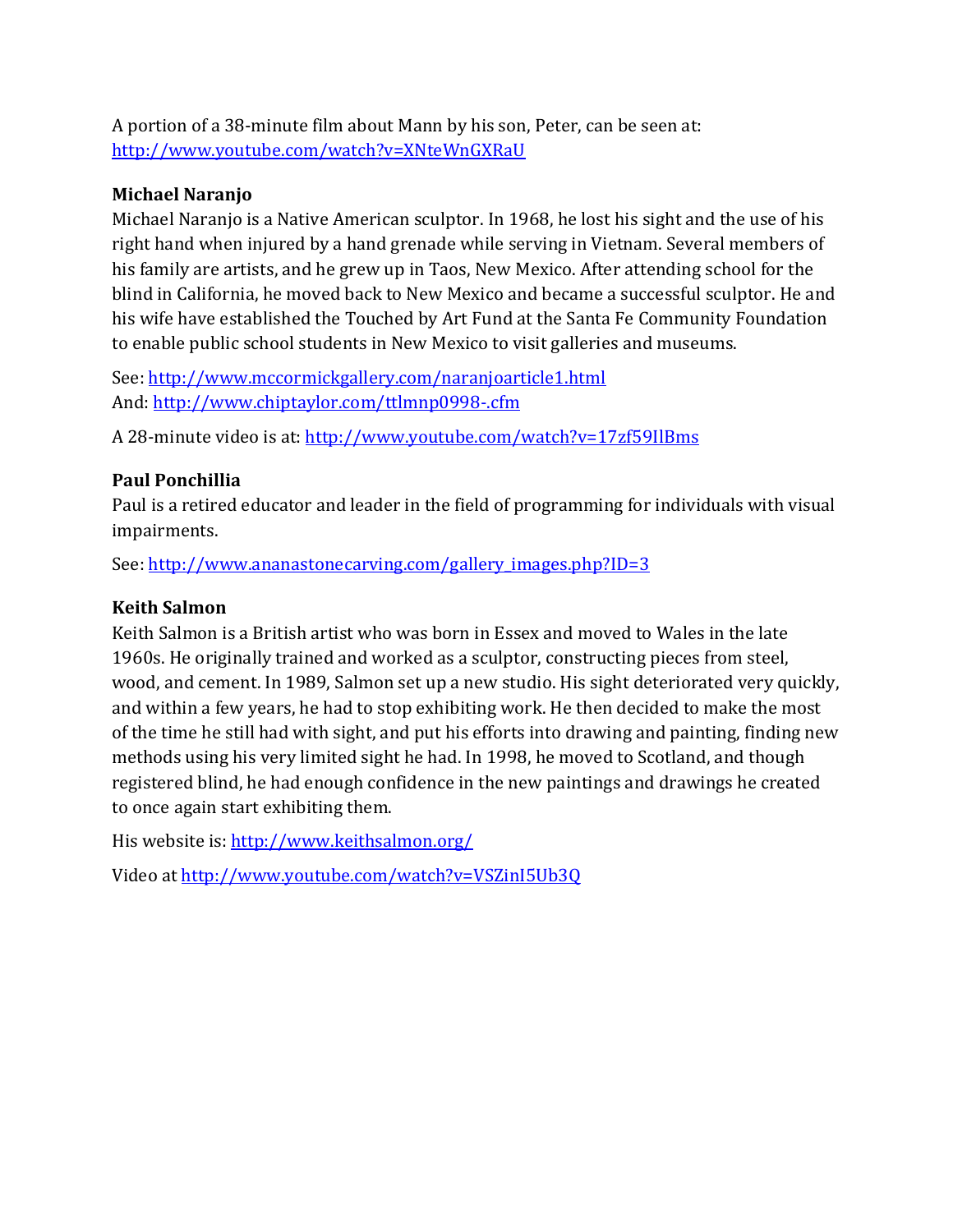A portion of a 38-minute film about Mann by his son, Peter, can be seen at: http://www.youtube.com/watch?v=XNteWnGXRaU

**Michael Naranjo**

Michael Naranjo is a Native American sculptor. In 1968, he lost his sight and the use of his right hand when injured by a hand grenade while serving in Vietnam. Several members of his family are artists, and he grew up in Taos, New Mexico. After attending school for the blind in California, he moved back to New Mexico and became a successful sculptor. He and his wife have established the Touched by Art Fund at the Santa Fe Community Foundation to enable public school students in New Mexico to visit galleries and museums.

See: http://www.mccormickgallery.com/naranjoarticle1.html
And: http://www.chiptaylor.com/ttlmnp0998-.cfm

A 28-minute video is at: http://www.youtube.com/watch?v=17zf59IlBms

**Paul Ponchillia**

Paul is a retired educator and leader in the field of programming for individuals with visual impairments.

See: http://www.ananastonecarving.com/gallery_images.php?ID=3

**Keith Salmon**

Keith Salmon is a British artist who was born in Essex and moved to Wales in the late 1960s. He originally trained and worked as a sculptor, constructing pieces from steel, wood, and cement. In 1989, Salmon set up a new studio. His sight deteriorated very quickly, and within a few years, he had to stop exhibiting work. He then decided to make the most of the time he still had with sight, and put his efforts into drawing and painting, finding new methods using his very limited sight he had. In 1998, he moved to Scotland, and though registered blind, he had enough confidence in the new paintings and drawings he created to once again start exhibiting them.

His website is: http://www.keithsalmon.org/

Video at http://www.youtube.com/watch?v=VSZinI5Ub3Q